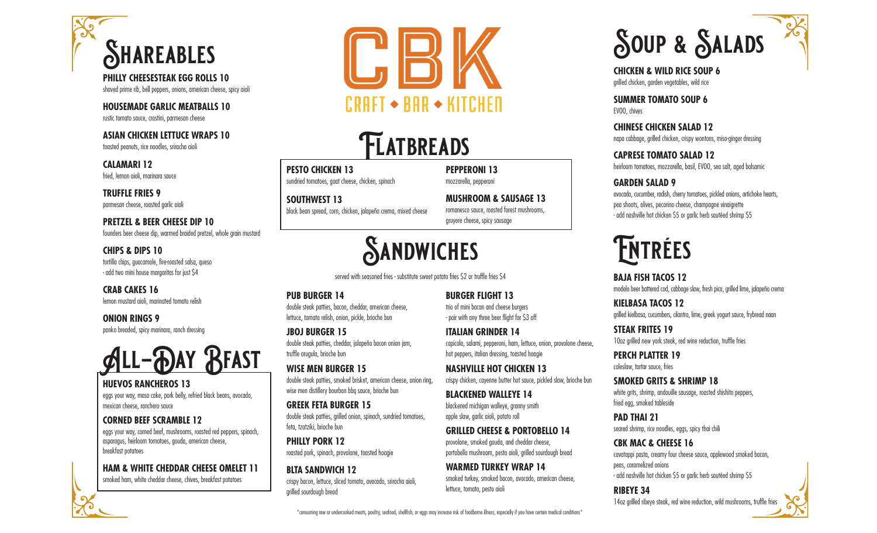# CBK

CRAFT ◆ BAR ◆ KITCHEN

## Shareables

**PHILLY CHEESESTEAK EGG ROLLS 10**
shaved prime rib, bell peppers, onions, american cheese, spicy aioli

**HOUSEMADE GARLIC MEATBALLS 10**
rustic tomato sauce, crostini, parmesan cheese

**ASIAN CHICKEN LETTUCE WRAPS 10**
toasted peanuts, rice noodles, sriracha aioli

**CALAMARI 12**
fried, lemon aioli, marinara sauce

**TRUFFLE FRIES 9**
parmesan cheese, roasted garlic aioli

**PRETZEL & BEER CHEESE DIP 10**
founders beer cheese dip, warmed braided pretzel, whole grain mustard

**CHIPS & DIPS 10**
tortilla chips, guacamole, fire-roasted salsa, queso
- add two mini house margaritas for just $4

**CRAB CAKES 16**
lemon mustard aioli, marinated tomato relish

**ONION RINGS 9**
panko breaded, spicy marinara, ranch dressing

## All-Day Bfast

**HUEVOS RANCHEROS 13**
eggs your way, masa cake, pork belly, refried black beans, avocado, mexican cheese, ranchero sauce

**CORNED BEEF SCRAMBLE 12**
eggs your way, corned beef, mushrooms, roasted red peppers, spinach, asparagus, heirloom tomatoes, gouda, american cheese, breakfast potatoes

**HAM & WHITE CHEDDAR CHEESE OMELET 11**
smoked ham, white cheddar cheese, chives, breakfast potatoes

## Flatbreads

**PESTO CHICKEN 13**
sundried tomatoes, goat cheese, chicken, spinach

**SOUTHWEST 13**
black bean spread, corn, chicken, jalapeño crema, mixed cheese

**PEPPERONI 13**
mozzarella, pepperoni

**MUSHROOM & SAUSAGE 13**
romanesco sauce, roasted forest mushrooms, gruyere cheese, spicy sausage

## Sandwiches

served with seasoned fries - substitute sweet potato fries $2 or truffle fries $4

**PUB BURGER 14**
double steak patties, bacon, cheddar, american cheese, lettuce, tomato relish, onion, pickle, brioche bun

**JBOJ BURGER 15**
double steak patties, cheddar, jalapeño bacon onion jam, truffle arugula, brioche bun

**WISE MEN BURGER 15**
double steak patties, smoked brisket, american cheese, onion ring, wise men distillery bourbon bbq sauce, brioche bun

**GREEK FETA BURGER 15**
double steak patties, grilled onion, spinach, sundried tomatoes, feta, tzatziki, brioche bun

**PHILLY PORK 12**
roasted pork, spinach, provolone, toasted hoagie

**BLTA SANDWICH 12**
crispy bacon, lettuce, sliced tomato, avocado, sriracha aioli, grilled sourdough bread

**BURGER FLIGHT 13**
trio of mini bacon and cheese burgers
- pair with any three beer flight for $3 off

**ITALIAN GRINDER 14**
capicola, salami, pepperoni, ham, lettuce, onion, provolone cheese, hot peppers, italian dressing, toasted hoagie

**NASHVILLE HOT CHICKEN 13**
crispy chicken, cayenne butter hot sauce, pickled slaw, brioche bun

**BLACKENED WALLEYE 14**
blackened michigan walleye, granny smith apple slaw, garlic aioli, potato roll

**GRILLED CHEESE & PORTOBELLO 14**
provolone, smoked gouda, and cheddar cheese, portobello mushroom, pesto aioli, grilled sourdough bread

**WARMED TURKEY WRAP 14**
smoked turkey, smoked bacon, avocado, american cheese, lettuce, tomato, pesto aioli

## Soup & Salads

**CHICKEN & WILD RICE SOUP 6**
grilled chicken, garden vegetables, wild rice

**SUMMER TOMATO SOUP 6**
EVOO, chives

**CHINESE CHICKEN SALAD 12**
napa cabbage, grilled chicken, crispy wontons, miso-ginger dressing

**CAPRESE TOMATO SALAD 12**
heirloom tomatoes, mozzarella, basil, EVOO, sea salt, aged balsamic

**GARDEN SALAD 9**
avocado, cucumber, radish, cherry tomatoes, pickled onions, artichoke hearts, pea shoots, olives, pecorino cheese, champagne vinaigrette
- add nashville hot chicken $5 or garlic herb sautéed shrimp $5

## Entrées

**BAJA FISH TACOS 12**
modelo beer battered cod, cabbage slaw, fresh pico, grilled lime, jalapeño crema

**KIELBASA TACOS 12**
grilled kielbasa, cucumbers, cilantro, lime, greek yogurt sauce, frybread naan

**STEAK FRITES 19**
10oz grilled new york steak, red wine reduction, truffle fries

**PERCH PLATTER 19**
coleslaw, tartar sauce, fries

**SMOKED GRITS & SHRIMP 18**
white grits, shrimp, andouille sausage, roasted shishito peppers, fried egg, smoked tableside

**PAD THAI 21**
seared shrimp, rice noodles, eggs, spicy thai chili

**CBK MAC & CHEESE 16**
cavatappi pasta, creamy four cheese sauce, applewood smoked bacon, peas, caramelized onions
- add nashville hot chicken $5 or garlic herb sautéed shrimp $5

**RIBEYE 34**
14oz grilled ribeye steak, red wine reduction, wild mushrooms, truffle fries

*consuming raw or undercooked meats, poultry, seafood, shellfish, or eggs may increase risk of foodborne illness, especially if you have certain medical conditions*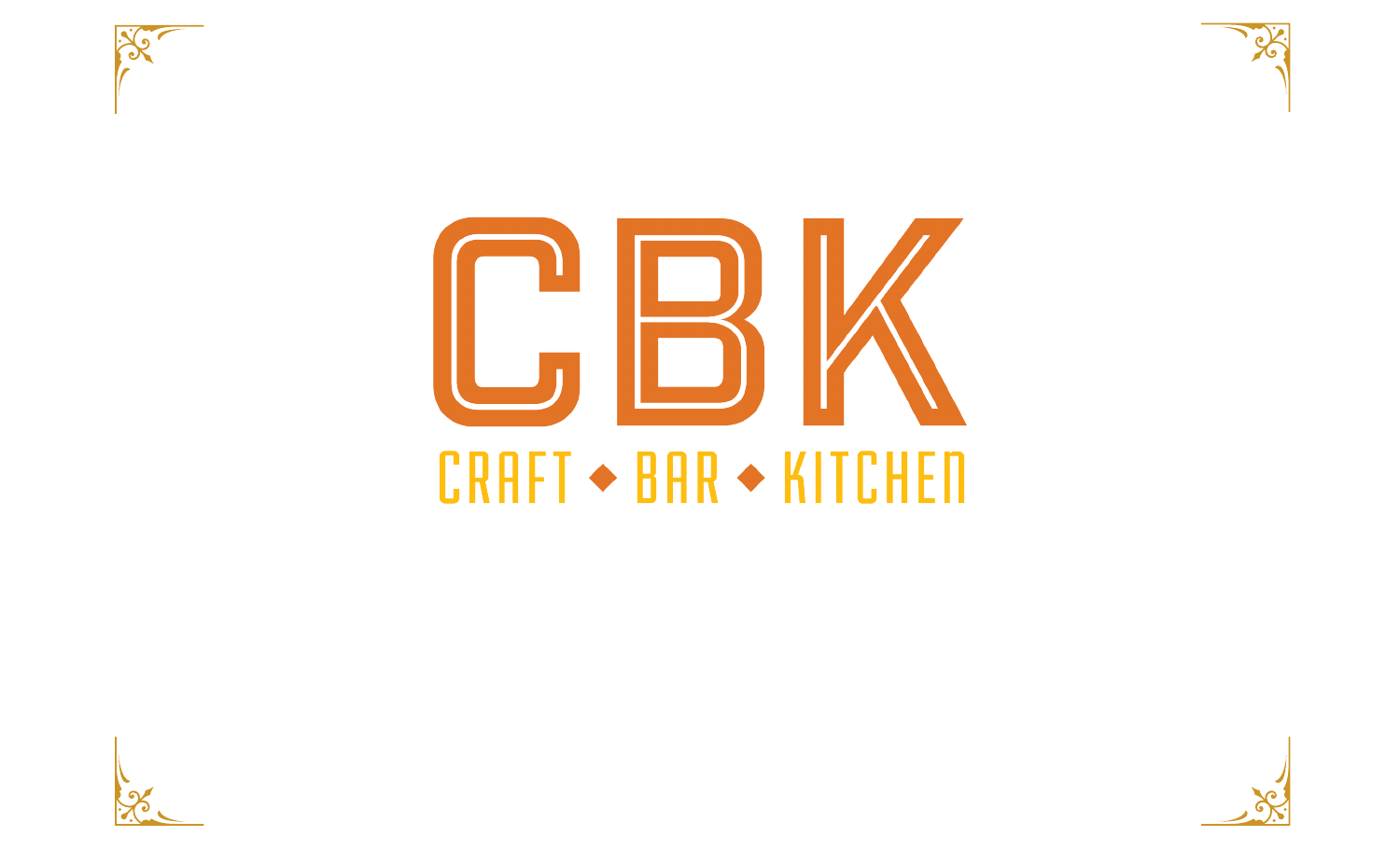# CBK

CRAFT ◆ BAR ◆ KITCHEN